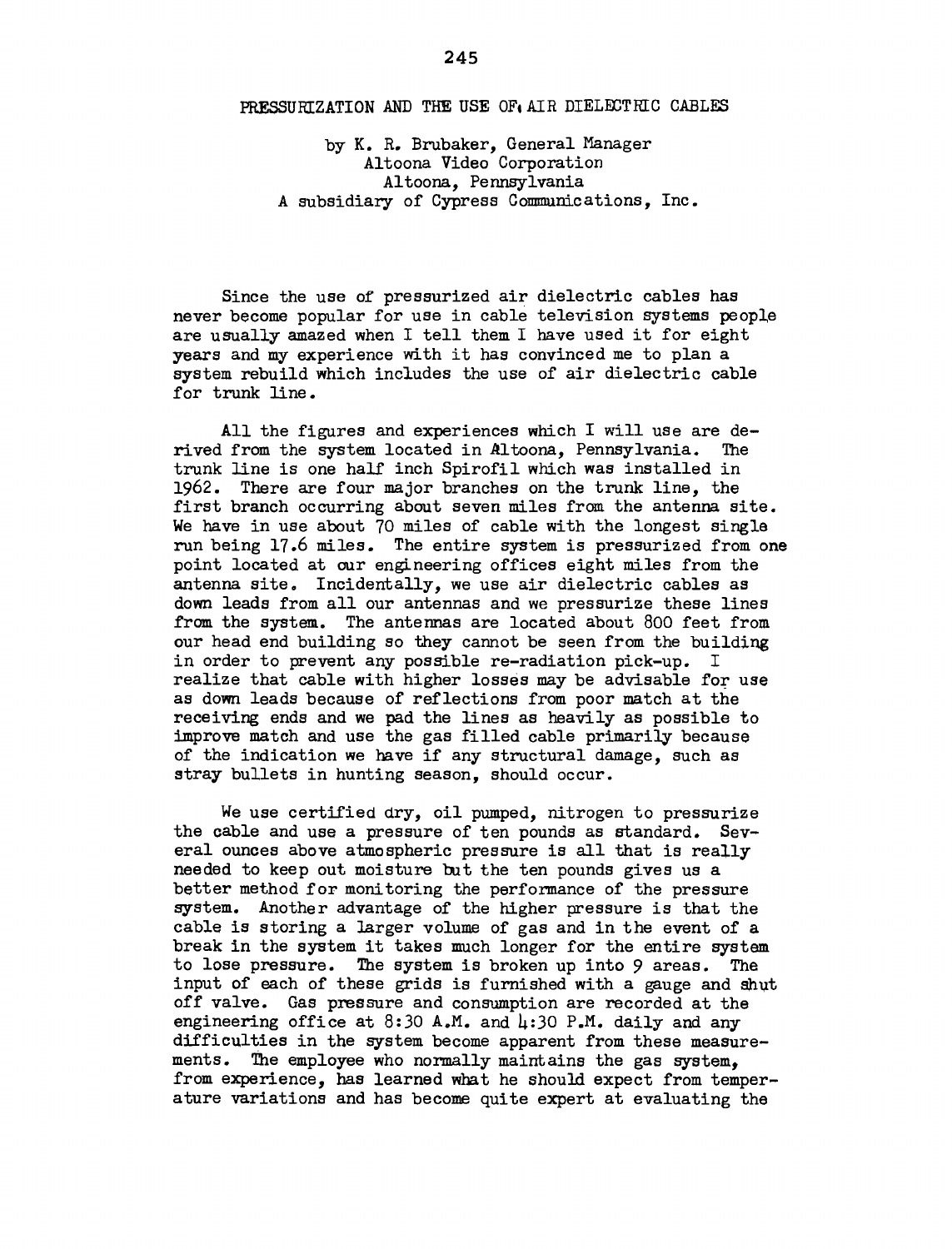# PRESSURIZATION AND THE USE OF AIR DIELECTRIC CABLES

by K. R. Brubaker, General Manager
Altoona Video Corporation
Altoona, Pennsylvania
A subsidiary of Cypress Communications, Inc.

Since the use of pressurized air dielectric cables has never become popular for use in cable television systems people are usually amazed when I tell them I have used it for eight years and my experience with it has convinced me to plan a system rebuild which includes the use of air dielectric cable for trunk line.

All the figures and experiences which I will use are derived from the system located in Altoona, Pennsylvania. The trunk line is one half inch Spirofil which was installed in 1962. There are four major branches on the trunk line, the first branch occurring about seven miles from the antenna site. We have in use about 70 miles of cable with the longest single run being 17.6 miles. The entire system is pressurized from one point located at our engineering offices eight miles from the antenna site. Incidentally, we use air dielectric cables as down leads from all our antennas and we pressurize these lines from the system. The antennas are located about 800 feet from our head end building so they cannot be seen from the building in order to prevent any possible re-radiation pick-up. I realize that cable with higher losses may be advisable for use as down leads because of reflections from poor match at the receiving ends and we pad the lines as heavily as possible to improve match and use the gas filled cable primarily because of the indication we have if any structural damage, such as stray bullets in hunting season, should occur.

We use certified dry, oil pumped, nitrogen to pressurize the cable and use a pressure of ten pounds as standard. Several ounces above atmospheric pressure is all that is really needed to keep out moisture but the ten pounds gives us a better method for monitoring the performance of the pressure system. Another advantage of the higher pressure is that the cable is storing a larger volume of gas and in the event of a break in the system it takes much longer for the entire system to lose pressure. The system is broken up into 9 areas. The input of each of these grids is furnished with a gauge and shut off valve. Gas pressure and consumption are recorded at the engineering office at 8:30 A.M. and 4:30 P.M. daily and any difficulties in the system become apparent from these measurements. The employee who normally maintains the gas system, from experience, has learned what he should expect from temperature variations and has become quite expert at evaluating the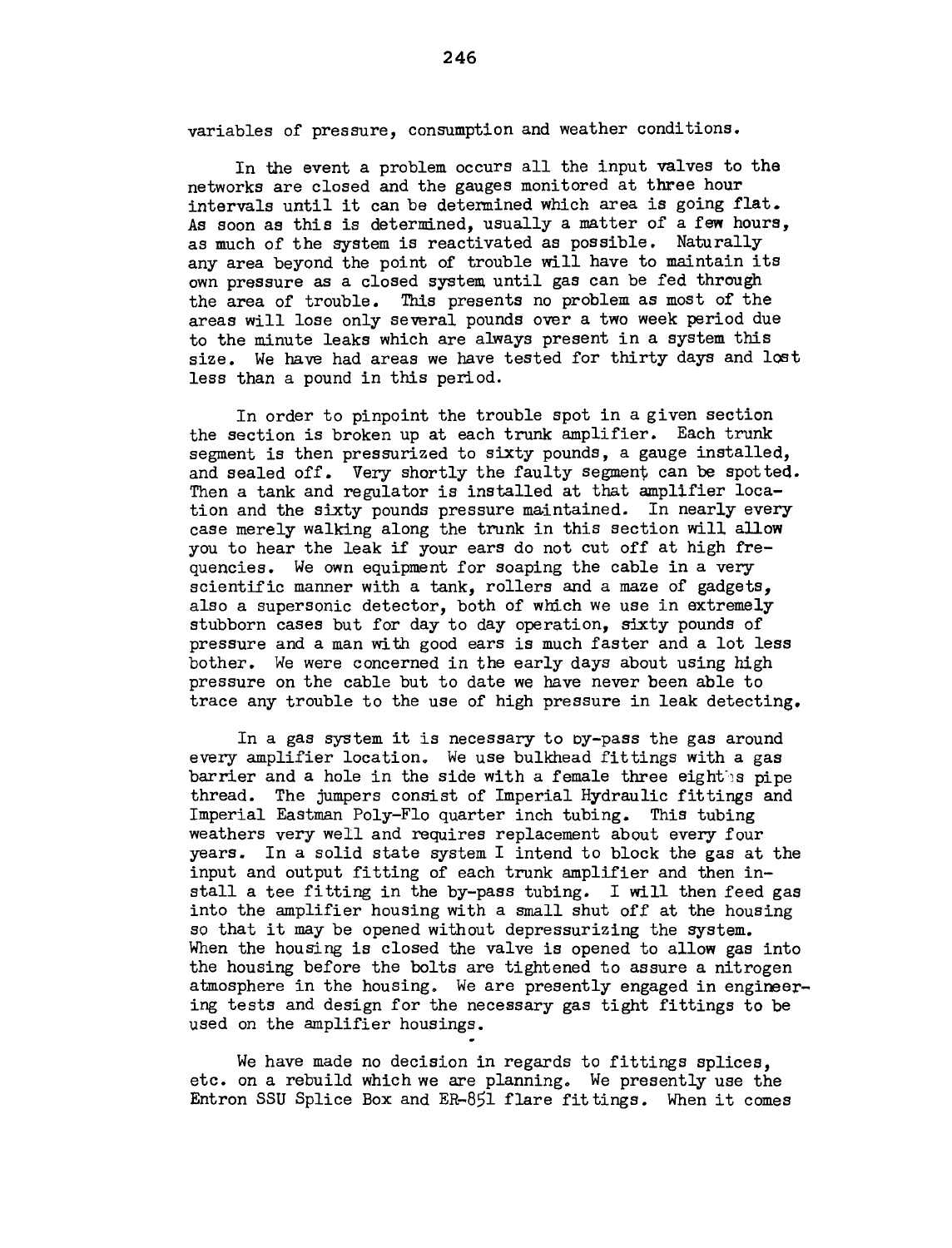variables of pressure, consumption and weather conditions.

In the event a problem occurs all the input valves to the networks are closed and the gauges monitored at three hour intervals until it can be determined which area is going flat. As soon as this is determined, usually a matter of a few hours, as much of the system is reactivated as possible. Naturally any area beyond the point of trouble will have to maintain its own pressure as a closed system until gas can be fed through the area of trouble. This presents no problem as most of the areas will lose only several pounds over a two week period due to the minute leaks which are always present in a system this size. We have had areas we have tested for thirty days and lost less than a pound in this period.

In order to pinpoint the trouble spot in a given section the section is broken up at each trunk amplifier. Each trunk segment is then pressurized to sixty pounds, a gauge installed, and sealed off. Very shortly the faulty segment can be spotted. Then a tank and regulator is installed at that amplifier location and the sixty pounds pressure maintained. In nearly every case merely walking along the trunk in this section will allow you to hear the leak if your ears do not cut off at high frequencies. We own equipment for soaping the cable in a very scientific manner with a tank, rollers and a maze of gadgets, also a supersonic detector, both of which we use in extremely stubborn cases but for day to day operation, sixty pounds of pressure and a man with good ears is much faster and a lot less bother. We were concerned in the early days about using high pressure on the cable but to date we have never been able to trace any trouble to the use of high pressure in leak detecting.

In a gas system it is necessary to by-pass the gas around every amplifier location. We use bulkhead fittings with a gas barrier and a hole in the side with a female three eighths pipe thread. The jumpers consist of Imperial Hydraulic fittings and Imperial Eastman Poly-Flo quarter inch tubing. This tubing weathers very well and requires replacement about every four years. In a solid state system I intend to block the gas at the input and output fitting of each trunk amplifier and then install a tee fitting in the by-pass tubing. I will then feed gas into the amplifier housing with a small shut off at the housing so that it may be opened without depressurizing the system. When the housing is closed the valve is opened to allow gas into the housing before the bolts are tightened to assure a nitrogen atmosphere in the housing. We are presently engaged in engineering tests and design for the necessary gas tight fittings to be used on the amplifier housings.

We have made no decision in regards to fittings splices, etc. on a rebuild which we are planning. We presently use the Entron SSU Splice Box and ER-851 flare fittings. When it comes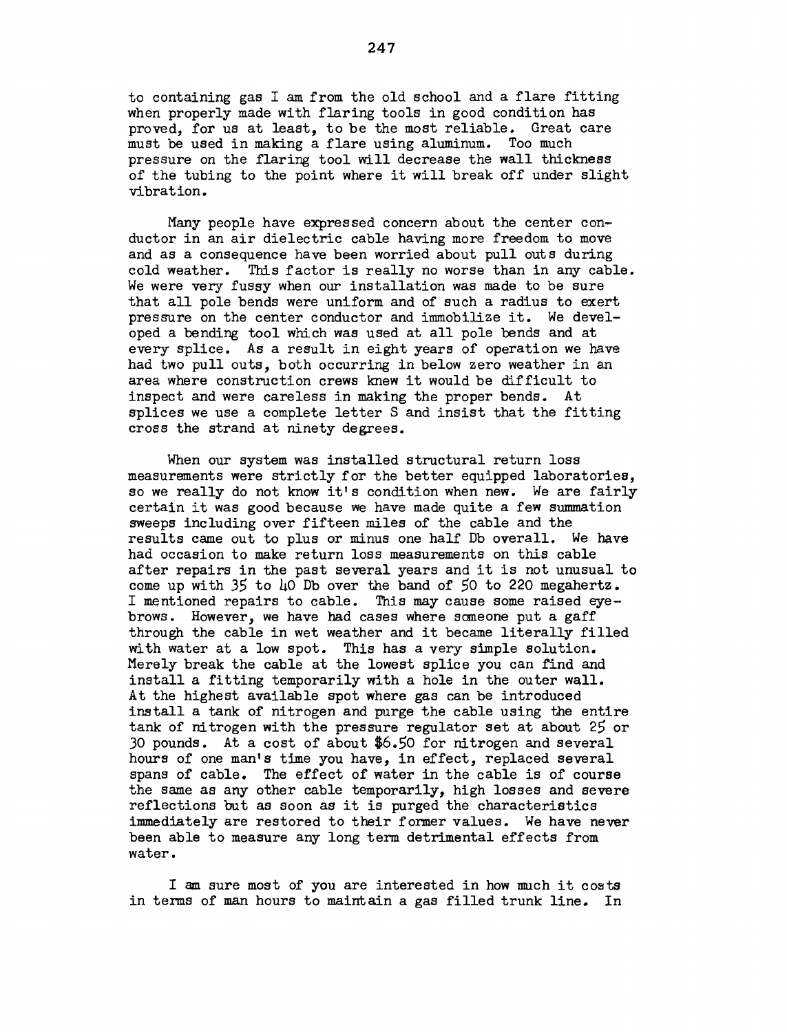to containing gas I am from the old school and a flare fitting when properly made with flaring tools in good condition has proved, for us at least, to be the most reliable. Great care must be used in making a flare using aluminum. Too much pressure on the flaring tool will decrease the wall thickness of the tubing to the point where it will break off under slight vibration.

Many people have expressed concern about the center conductor in an air dielectric cable having more freedom to move and as a consequence have been worried about pull outs during cold weather. This factor is really no worse than in any cable. We were very fussy when our installation was made to be sure that all pole bends were uniform and of such a radius to exert pressure on the center conductor and immobilize it. We developed a bending tool which was used at all pole bends and at every splice. As a result in eight years of operation we have had two pull outs, both occurring in below zero weather in an area where construction crews knew it would be difficult to inspect and were careless in making the proper bends. At splices we use a complete letter S and insist that the fitting cross the strand at ninety degrees.

When our system was installed structural return loss measurements were strictly for the better equipped laboratories, so we really do not know it's condition when new. We are fairly certain it was good because we have made quite a few summation sweeps including over fifteen miles of the cable and the results came out to plus or minus one half Db overall. We have had occasion to make return loss measurements on this cable after repairs in the past several years and it is not unusual to come up with 35 to 40 Db over the band of 50 to 220 megahertz. I mentioned repairs to cable. This may cause some raised eyebrows. However, we have had cases where someone put a gaff through the cable in wet weather and it became literally filled with water at a low spot. This has a very simple solution. Merely break the cable at the lowest splice you can find and install a fitting temporarily with a hole in the outer wall. At the highest available spot where gas can be introduced install a tank of nitrogen and purge the cable using the entire tank of nitrogen with the pressure regulator set at about 25 or 30 pounds. At a cost of about $6.50 for nitrogen and several hours of one man's time you have, in effect, replaced several spans of cable. The effect of water in the cable is of course the same as any other cable temporarily, high losses and severe reflections but as soon as it is purged the characteristics immediately are restored to their former values. We have never been able to measure any long term detrimental effects from water.

I am sure most of you are interested in how much it costs in terms of man hours to maintain a gas filled trunk line. In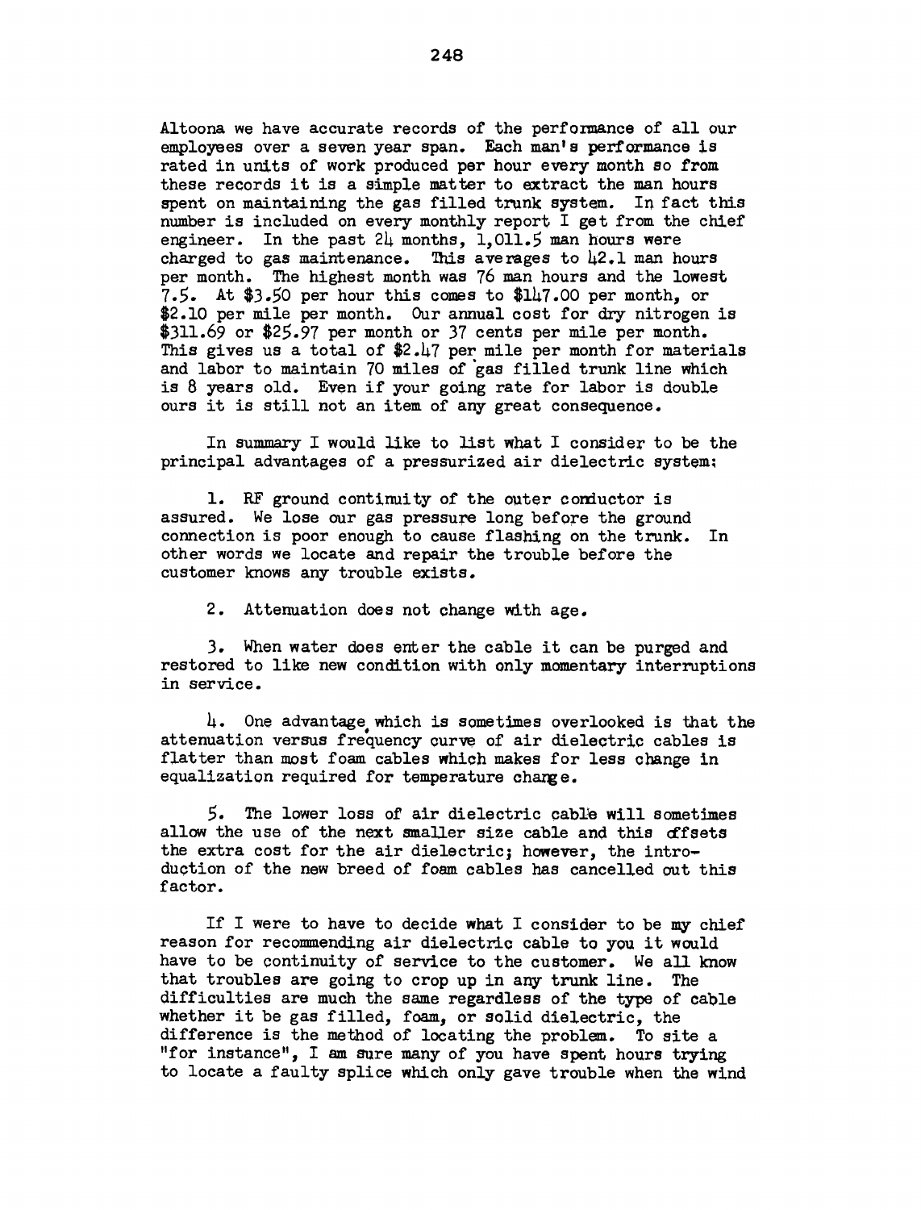Altoona we have accurate records of the performance of all our employees over a seven year span. Each man's performance is rated in units of work produced per hour every month so from these records it is a simple matter to extract the man hours spent on maintaining the gas filled trunk system. In fact this number is included on every monthly report I get from the chief engineer. In the past 24 months, 1,011.5 man hours were charged to gas maintenance. This averages to 42.1 man hours per month. The highest month was 76 man hours and the lowest 7.5. At $3.50 per hour this comes to $147.00 per month, or $2.10 per mile per month. Our annual cost for dry nitrogen is $311.69 or $25.97 per month or 37 cents per mile per month. This gives us a total of $2.47 per mile per month for materials and labor to maintain 70 miles of gas filled trunk line which is 8 years old. Even if your going rate for labor is double ours it is still not an item of any great consequence.

In summary I would like to list what I consider to be the principal advantages of a pressurized air dielectric system;

1. RF ground continuity of the outer conductor is assured. We lose our gas pressure long before the ground connection is poor enough to cause flashing on the trunk. In other words we locate and repair the trouble before the customer knows any trouble exists.

2. Attenuation does not change with age.

3. When water does enter the cable it can be purged and restored to like new condition with only momentary interruptions in service.

4. One advantage which is sometimes overlooked is that the attenuation versus frequency curve of air dielectric cables is flatter than most foam cables which makes for less change in equalization required for temperature change.

5. The lower loss of air dielectric cable will sometimes allow the use of the next smaller size cable and this offsets the extra cost for the air dielectric; however, the introduction of the new breed of foam cables has cancelled out this factor.

If I were to have to decide what I consider to be my chief reason for recommending air dielectric cable to you it would have to be continuity of service to the customer. We all know that troubles are going to crop up in any trunk line. The difficulties are much the same regardless of the type of cable whether it be gas filled, foam, or solid dielectric, the difference is the method of locating the problem. To site a "for instance", I am sure many of you have spent hours trying to locate a faulty splice which only gave trouble when the wind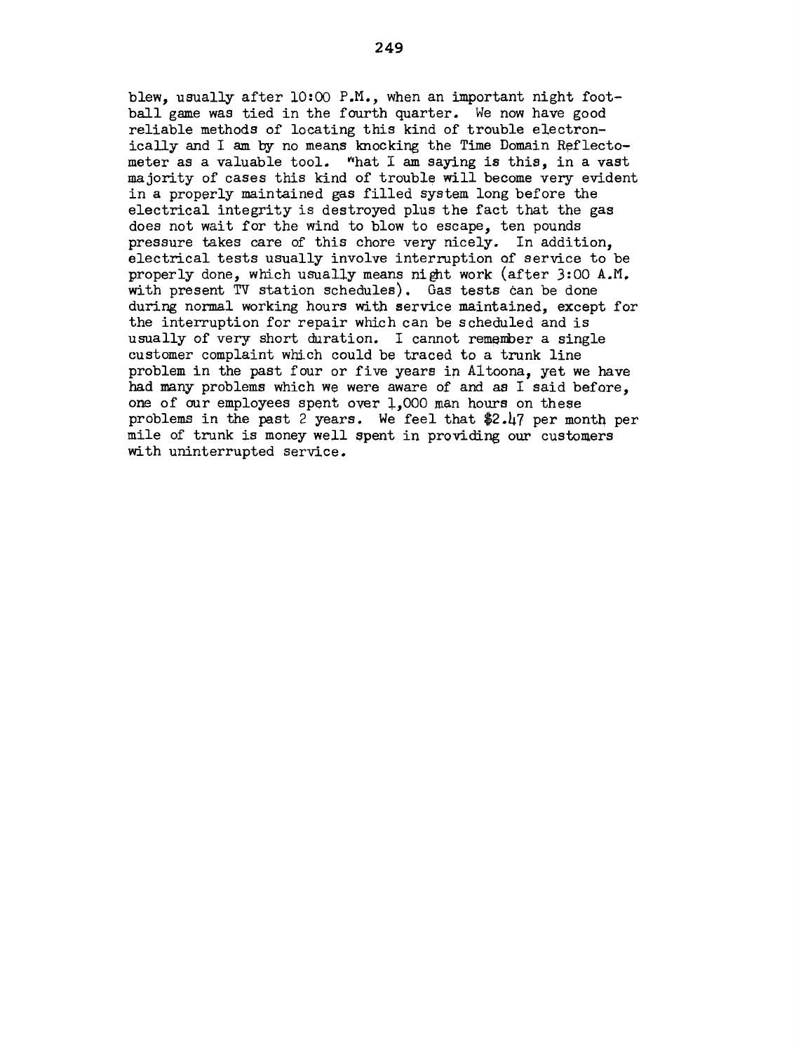blew, usually after 10:00 P.M., when an important night football game was tied in the fourth quarter. We now have good reliable methods of locating this kind of trouble electronically and I am by no means knocking the Time Domain Reflectometer as a valuable tool. "hat I am saying is this, in a vast majority of cases this kind of trouble will become very evident in a properly maintained gas filled system long before the electrical integrity is destroyed plus the fact that the gas does not wait for the wind to blow to escape, ten pounds pressure takes care of this chore very nicely. In addition, electrical tests usually involve interruption of service to be properly done, which usually means night work (after 3:00 A.M. with present TV station schedules). Gas tests can be done during normal working hours with service maintained, except for the interruption for repair which can be scheduled and is usually of very short duration. I cannot remember a single customer complaint which could be traced to a trunk line problem in the past four or five years in Altoona, yet we have had many problems which we were aware of and as I said before, one of our employees spent over 1,000 man hours on these problems in the past 2 years. We feel that $2.47 per month per mile of trunk is money well spent in providing our customers with uninterrupted service.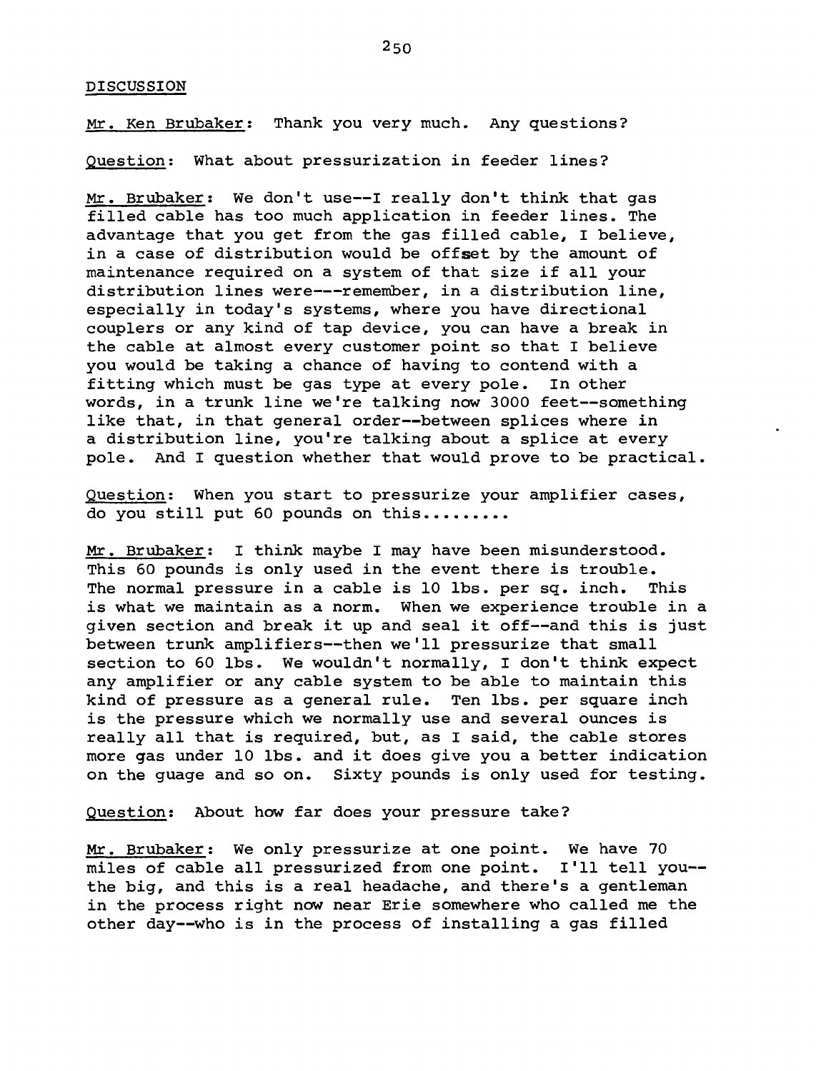DISCUSSION

Mr. Ken Brubaker: Thank you very much. Any questions?

Question: What about pressurization in feeder lines?

Mr. Brubaker: We don't use--I really don't think that gas filled cable has too much application in feeder lines. The advantage that you get from the gas filled cable, I believe, in a case of distribution would be offset by the amount of maintenance required on a system of that size if all your distribution lines were---remember, in a distribution line, especially in today's systems, where you have directional couplers or any kind of tap device, you can have a break in the cable at almost every customer point so that I believe you would be taking a chance of having to contend with a fitting which must be gas type at every pole. In other words, in a trunk line we're talking now 3000 feet--something like that, in that general order--between splices where in a distribution line, you're talking about a splice at every pole. And I question whether that would prove to be practical.

Question: When you start to pressurize your amplifier cases, do you still put 60 pounds on this.........

Mr. Brubaker: I think maybe I may have been misunderstood. This 60 pounds is only used in the event there is trouble. The normal pressure in a cable is 10 lbs. per sq. inch. This is what we maintain as a norm. When we experience trouble in a given section and break it up and seal it off--and this is just between trunk amplifiers--then we'll pressurize that small section to 60 lbs. We wouldn't normally, I don't think expect any amplifier or any cable system to be able to maintain this kind of pressure as a general rule. Ten lbs. per square inch is the pressure which we normally use and several ounces is really all that is required, but, as I said, the cable stores more gas under 10 lbs. and it does give you a better indication on the guage and so on. Sixty pounds is only used for testing.

Question: About how far does your pressure take?

Mr. Brubaker: We only pressurize at one point. We have 70 miles of cable all pressurized from one point. I'll tell you--the big, and this is a real headache, and there's a gentleman in the process right now near Erie somewhere who called me the other day--who is in the process of installing a gas filled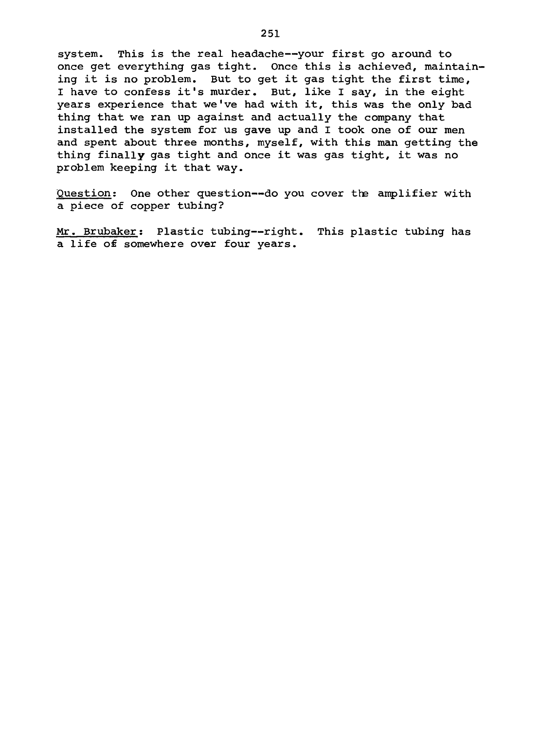system. This is the real headache--your first go around to once get everything gas tight. Once this is achieved, maintaining it is no problem. But to get it gas tight the first time, I have to confess it's murder. But, like I say, in the eight years experience that we've had with it, this was the only bad thing that we ran up against and actually the company that installed the system for us gave up and I took one of our men and spent about three months, myself, with this man getting the thing finally gas tight and once it was gas tight, it was no problem keeping it that way.

Question: One other question--do you cover the amplifier with a piece of copper tubing?

Mr. Brubaker: Plastic tubing--right. This plastic tubing has a life of somewhere over four years.